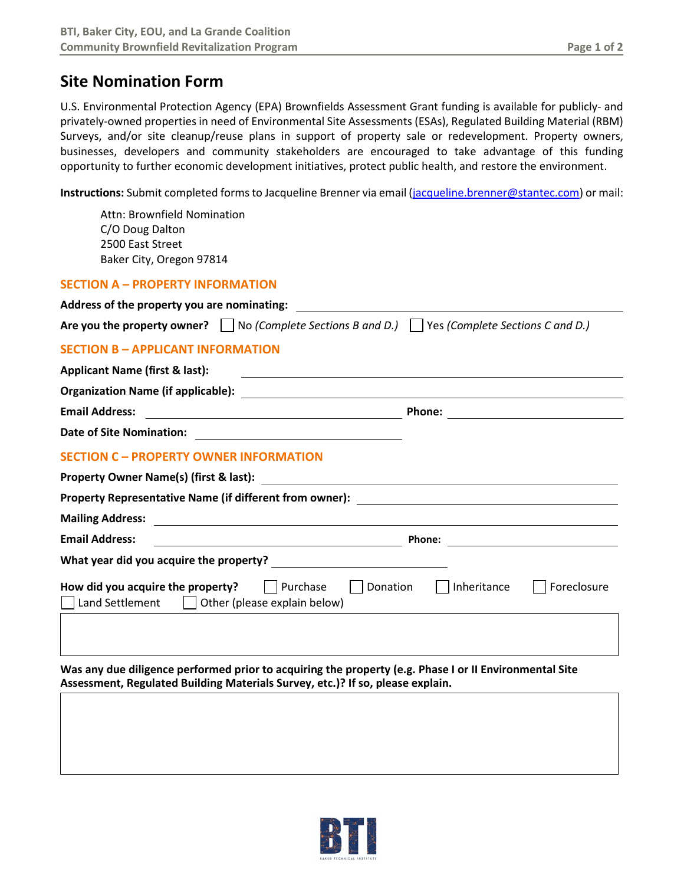# Site Nomination Form

U.S. Environmental Protection Agency (EPA) Brownfields Assessment Grant funding is available for publicly- and privately-owned properties in need of Environmental Site Assessments (ESAs), Regulated Building Material (RBM) Surveys, and/or site cleanup/reuse plans in support of property sale or redevelopment. Property owners, businesses, developers and community stakeholders are encouraged to take advantage of this funding opportunity to further economic development initiatives, protect public health, and restore the environment.

**Instructions:** Submit completed forms to Jacqueline Brenner via email (jacqueline.brenner@stantec.com) or mail:

Attn: Brownfield Nomination
C/O Doug Dalton
2500 East Street
Baker City, Oregon 97814

## SECTION A – PROPERTY INFORMATION

**Address of the property you are nominating:** ____________________

**Are you the property owner?** ☐ No *(Complete Sections B and D.)* ☐ Yes *(Complete Sections C and D.)*

## SECTION B – APPLICANT INFORMATION

**Applicant Name (first & last):** ____________________

**Organization Name (if applicable):** ____________________

**Email Address:** ____________________ **Phone:** ____________________

**Date of Site Nomination:** ____________________

## SECTION C – PROPERTY OWNER INFORMATION

**Property Owner Name(s) (first & last):** ____________________

**Property Representative Name (if different from owner):** ____________________

**Mailing Address:** ____________________

**Email Address:** ____________________ **Phone:** ____________________

**What year did you acquire the property?** ____________________

**How did you acquire the property?** ☐ Purchase ☐ Donation ☐ Inheritance ☐ Foreclosure ☐ Land Settlement ☐ Other (please explain below)

**Was any due diligence performed prior to acquiring the property (e.g. Phase I or II Environmental Site Assessment, Regulated Building Materials Survey, etc.)? If so, please explain.**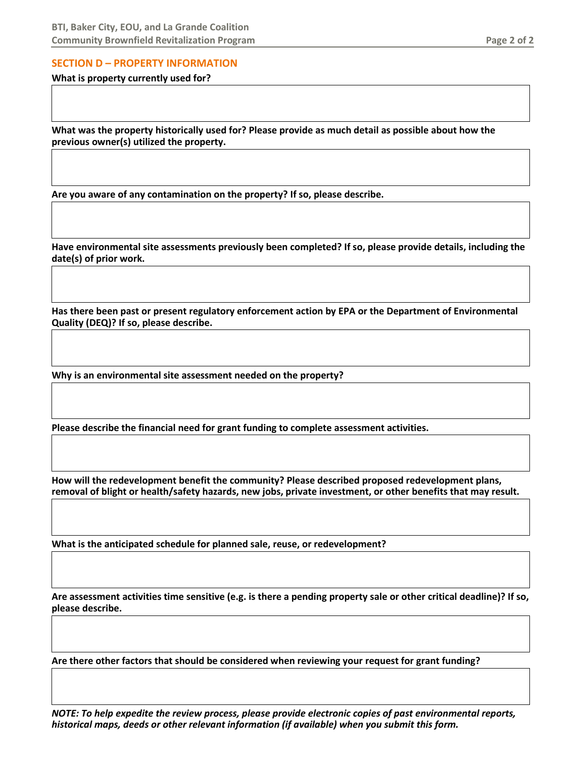## SECTION D – PROPERTY INFORMATION

**What is property currently used for?**

**What was the property historically used for? Please provide as much detail as possible about how the previous owner(s) utilized the property.**

**Are you aware of any contamination on the property? If so, please describe.**

**Have environmental site assessments previously been completed? If so, please provide details, including the date(s) of prior work.**

**Has there been past or present regulatory enforcement action by EPA or the Department of Environmental Quality (DEQ)? If so, please describe.**

**Why is an environmental site assessment needed on the property?**

**Please describe the financial need for grant funding to complete assessment activities.**

**How will the redevelopment benefit the community? Please described proposed redevelopment plans, removal of blight or health/safety hazards, new jobs, private investment, or other benefits that may result.**

**What is the anticipated schedule for planned sale, reuse, or redevelopment?**

**Are assessment activities time sensitive (e.g. is there a pending property sale or other critical deadline)? If so, please describe.**

**Are there other factors that should be considered when reviewing your request for grant funding?**

***NOTE: To help expedite the review process, please provide electronic copies of past environmental reports, historical maps, deeds or other relevant information (if available) when you submit this form.***